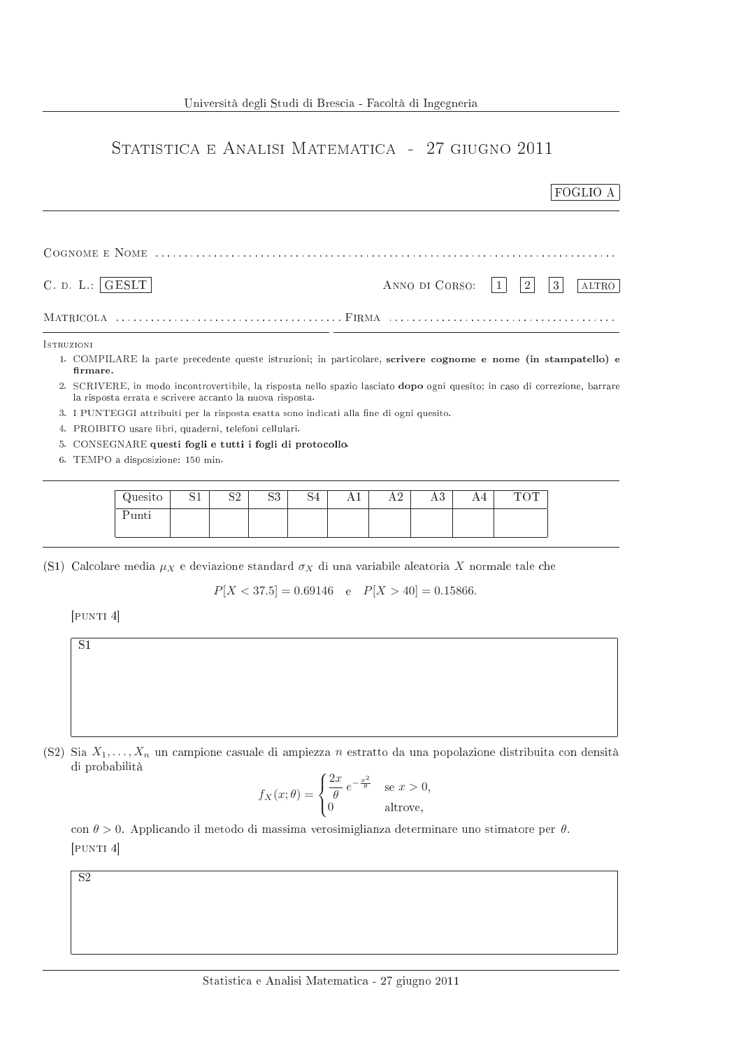Università degli Studi di Brescia - Facoltà di Ingegneria

# Statistica e Analisi Matematica - 27 giugno 2011

FOGLIO A

Cognome e Nome ....................................................................................

C. d. L.: GESLT  Anno di Corso: 1  2  3  altro

Matricola ........................................ Firma ........................................

Istruzioni

1. COMPILARE la parte precedente queste istruzioni; in particolare, **scrivere cognome e nome (in stampatello) e firmare.**
2. SCRIVERE, in modo incontrovertibile, la risposta nello spazio lasciato **dopo** ogni quesito; in caso di correzione, barrare la risposta errata e scrivere accanto la nuova risposta.
3. I PUNTEGGI attribuiti per la risposta esatta sono indicati alla fine di ogni quesito.
4. PROIBITO usare libri, quaderni, telefoni cellulari.
5. CONSEGNARE **questi fogli e tutti i fogli di protocollo.**
6. TEMPO a disposizione: 150 min.

| Quesito | S1 | S2 | S3 | S4 | A1 | A2 | A3 | A4 | TOT |
|---|---|---|---|---|---|---|---|---|---|
| Punti | | | | | | | | | |

(S1) Calcolare media $\mu_X$ e deviazione standard $\sigma_X$ di una variabile aleatoria $X$ normale tale che

$$P[X < 37.5] = 0.69146 \quad \text{e} \quad P[X > 40] = 0.15866.$$

[punti 4]

S1

(S2) Sia $X_1, \ldots, X_n$ un campione casuale di ampiezza $n$ estratto da una popolazione distribuita con densità di probabilità

$$f_X(x;\theta) = \begin{cases} \dfrac{2x}{\theta}\, e^{-\frac{x^2}{\theta}} & \text{se } x > 0, \\ 0 & \text{altrove,} \end{cases}$$

con $\theta > 0$. Applicando il metodo di massima verosimiglianza determinare uno stimatore per $\theta$.

[punti 4]

S2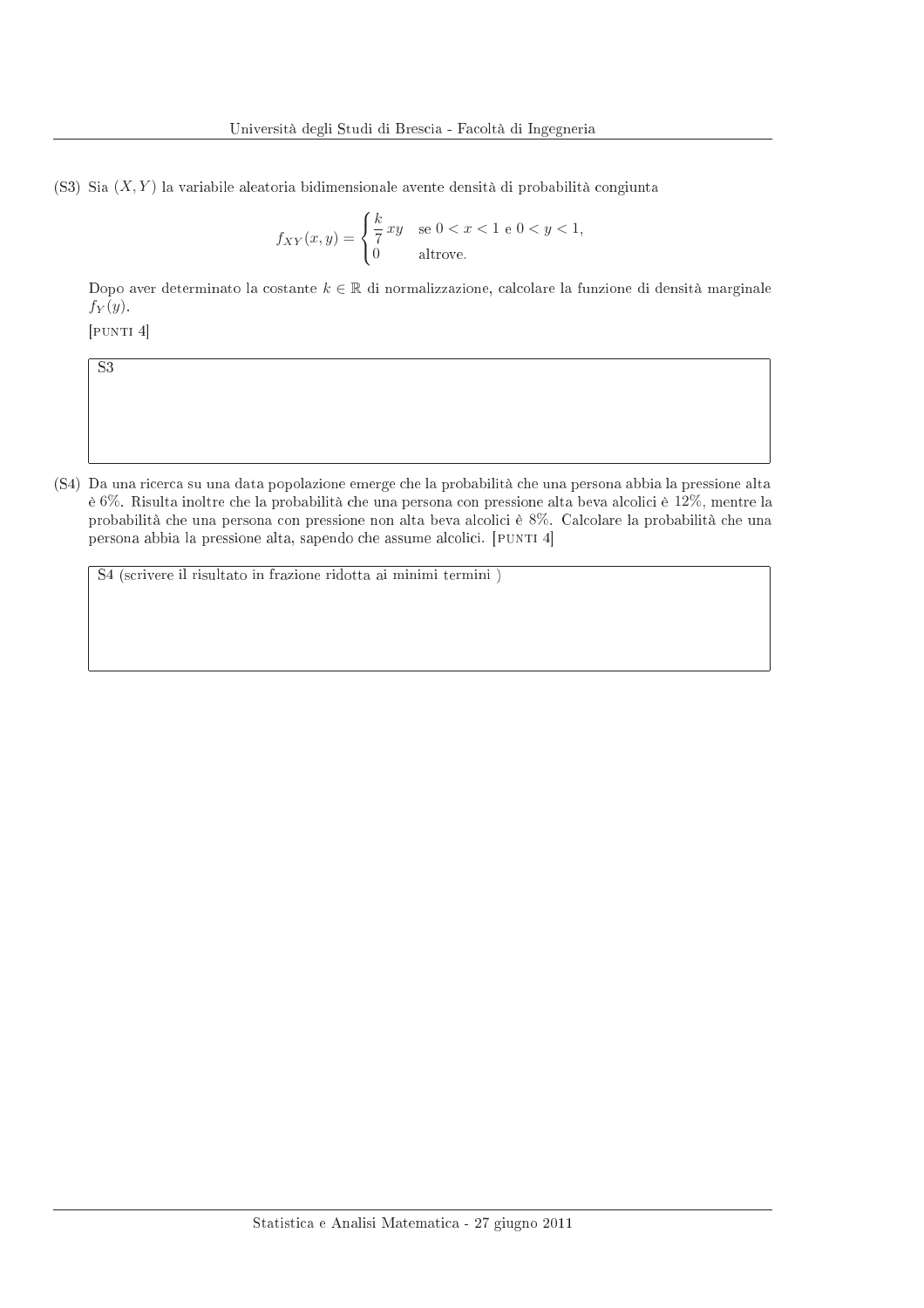(S3) Sia $(X, Y)$ la variabile aleatoria bidimensionale avente densità di probabilità congiunta

$$f_{XY}(x,y) = \begin{cases} \dfrac{k}{7}\,xy & \text{se } 0 < x < 1 \text{ e } 0 < y < 1, \\ 0 & \text{altrove.} \end{cases}$$

Dopo aver determinato la costante $k \in \mathbb{R}$ di normalizzazione, calcolare la funzione di densità marginale $f_Y(y)$.

[PUNTI 4]

| S3 |
| --- |
| |

(S4) Da una ricerca su una data popolazione emerge che la probabilità che una persona abbia la pressione alta è 6%. Risulta inoltre che la probabilità che una persona con pressione alta beva alcolici è 12%, mentre la probabilità che una persona con pressione non alta beva alcolici è 8%. Calcolare la probabilità che una persona abbia la pressione alta, sapendo che assume alcolici. [PUNTI 4]

| S4 (scrivere il risultato in frazione ridotta ai minimi termini ) |
| --- |
| |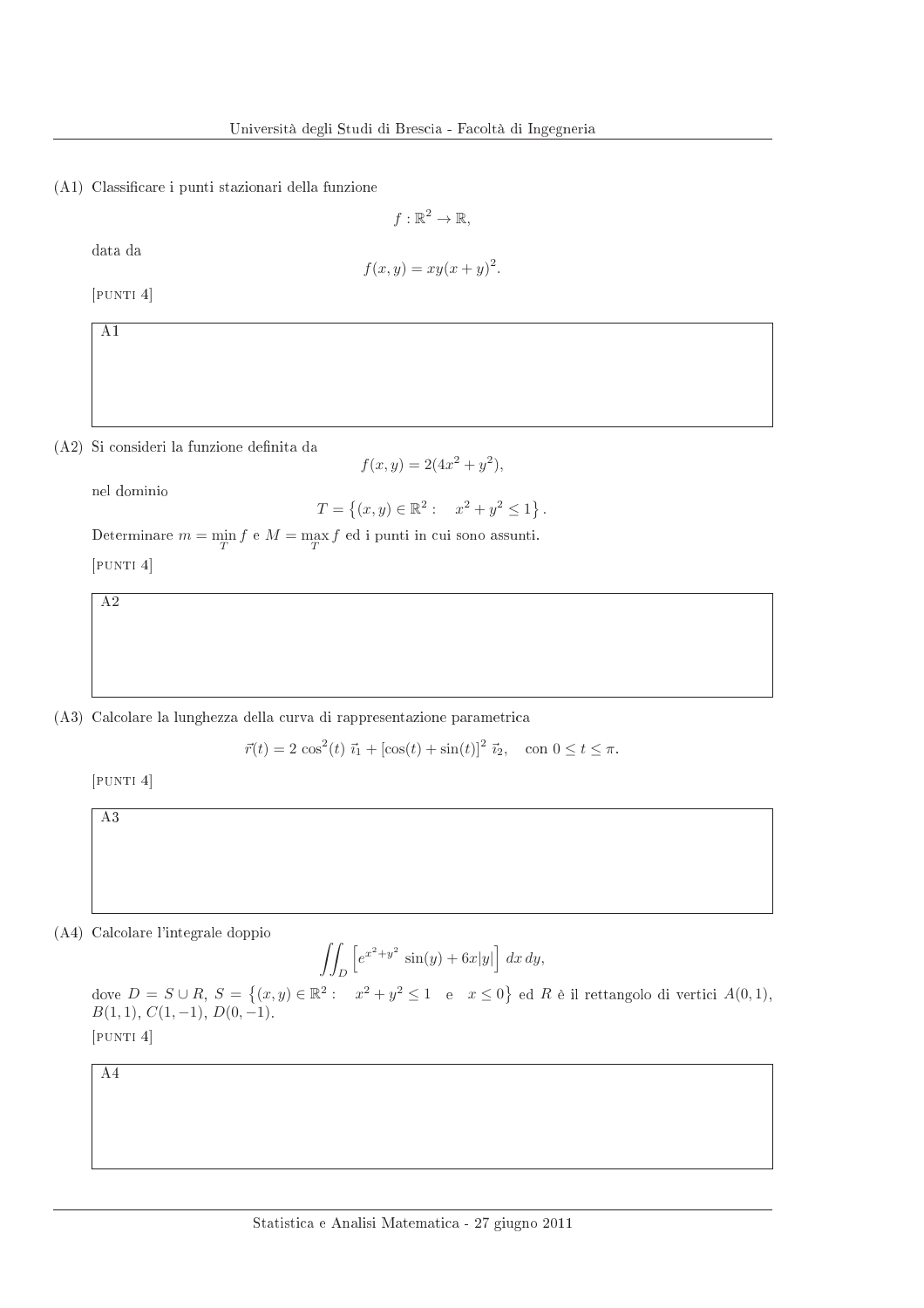(A1) Classificare i punti stazionari della funzione

$$f : \mathbb{R}^2 \to \mathbb{R},$$

data da

$$f(x, y) = xy(x + y)^2.$$

[PUNTI 4]

A1

(A2) Si consideri la funzione definita da

$$f(x, y) = 2(4x^2 + y^2),$$

nel dominio

$$T = \{(x, y) \in \mathbb{R}^2 : \quad x^2 + y^2 \leq 1\}.$$

Determinare $m = \min_T f$ e $M = \max_T f$ ed i punti in cui sono assunti.

[PUNTI 4]

A2

(A3) Calcolare la lunghezza della curva di rappresentazione parametrica

$$\vec{r}(t) = 2 \cos^2(t) \; \vec{\imath}_1 + [\cos(t) + \sin(t)]^2 \; \vec{\imath}_2, \quad \text{con } 0 \leq t \leq \pi.$$

[PUNTI 4]

A3

(A4) Calcolare l'integrale doppio

$$\iint_D \left[ e^{x^2+y^2} \sin(y) + 6x|y| \right] \, dx \, dy,$$

dove $D = S \cup R$, $S = \{(x, y) \in \mathbb{R}^2 : \quad x^2 + y^2 \leq 1 \quad \text{e} \quad x \leq 0\}$ ed $R$ è il rettangolo di vertici $A(0, 1)$, $B(1, 1)$, $C(1, -1)$, $D(0, -1)$.

[PUNTI 4]

A4